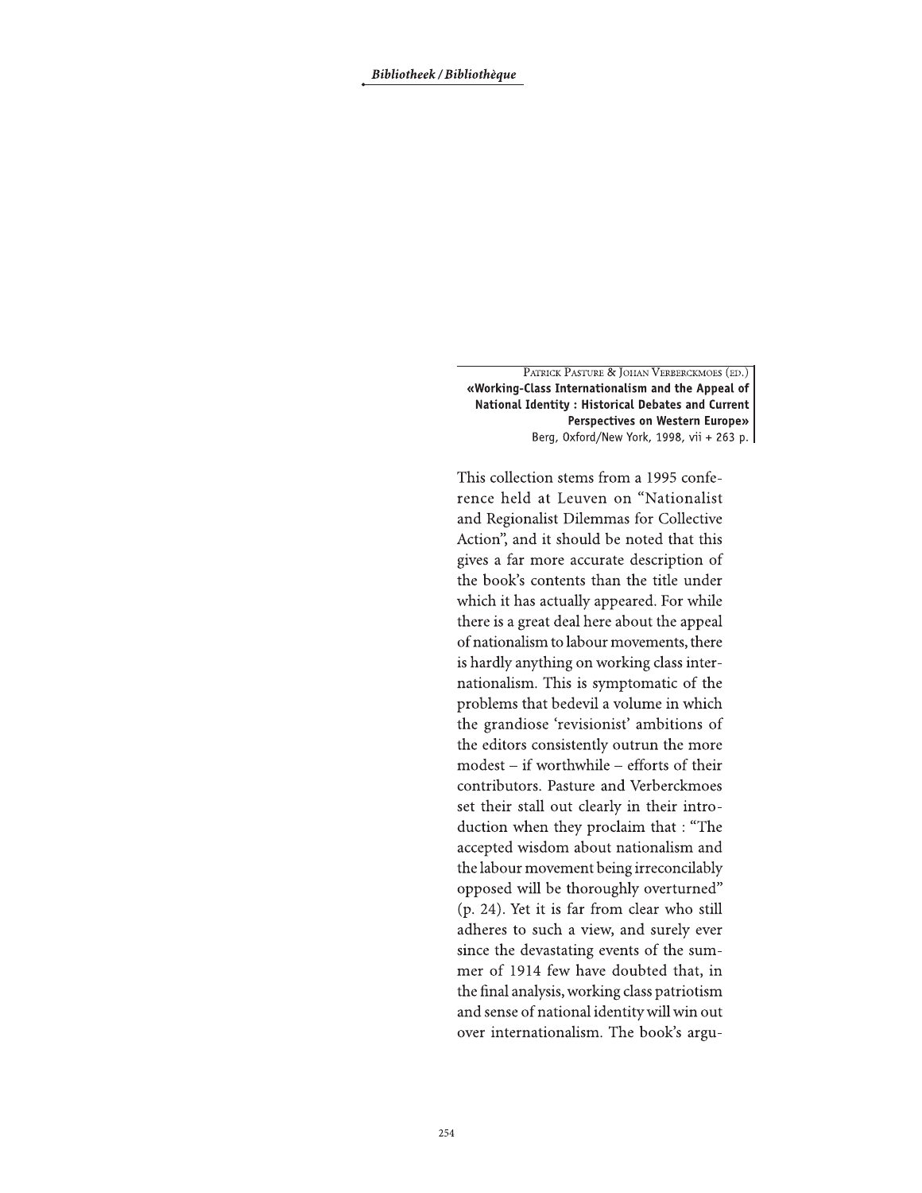Patrick Pasture & Johan Verberckmoes (ed.)
**«Working-Class Internationalism and the Appeal of National Identity : Historical Debates and Current Perspectives on Western Europe»**
Berg, Oxford/New York, 1998, vii + 263 p.

This collection stems from a 1995 conference held at Leuven on "Nationalist and Regionalist Dilemmas for Collective Action", and it should be noted that this gives a far more accurate description of the book's contents than the title under which it has actually appeared. For while there is a great deal here about the appeal of nationalism to labour movements, there is hardly anything on working class internationalism. This is symptomatic of the problems that bedevil a volume in which the grandiose 'revisionist' ambitions of the editors consistently outrun the more modest – if worthwhile – efforts of their contributors. Pasture and Verberckmoes set their stall out clearly in their introduction when they proclaim that : "The accepted wisdom about nationalism and the labour movement being irreconcilably opposed will be thoroughly overturned" (p. 24). Yet it is far from clear who still adheres to such a view, and surely ever since the devastating events of the summer of 1914 few have doubted that, in the final analysis, working class patriotism and sense of national identity will win out over internationalism. The book's argu-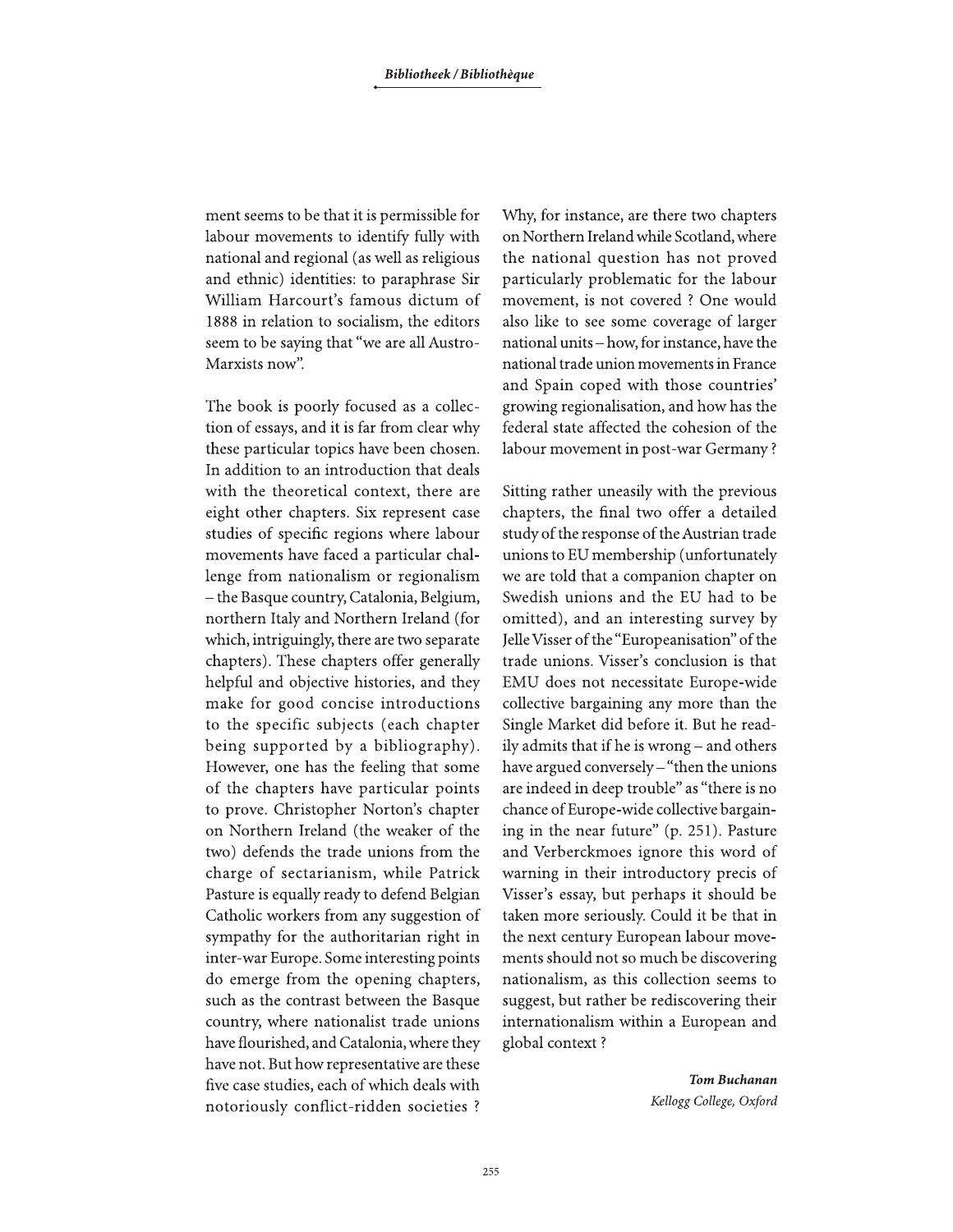ment seems to be that it is permissible for labour movements to identify fully with national and regional (as well as religious and ethnic) identities: to paraphrase Sir William Harcourt's famous dictum of 1888 in relation to socialism, the editors seem to be saying that "we are all Austro-Marxists now".

The book is poorly focused as a collection of essays, and it is far from clear why these particular topics have been chosen. In addition to an introduction that deals with the theoretical context, there are eight other chapters. Six represent case studies of specific regions where labour movements have faced a particular challenge from nationalism or regionalism – the Basque country, Catalonia, Belgium, northern Italy and Northern Ireland (for which, intriguingly, there are two separate chapters). These chapters offer generally helpful and objective histories, and they make for good concise introductions to the specific subjects (each chapter being supported by a bibliography). However, one has the feeling that some of the chapters have particular points to prove. Christopher Norton's chapter on Northern Ireland (the weaker of the two) defends the trade unions from the charge of sectarianism, while Patrick Pasture is equally ready to defend Belgian Catholic workers from any suggestion of sympathy for the authoritarian right in inter-war Europe. Some interesting points do emerge from the opening chapters, such as the contrast between the Basque country, where nationalist trade unions have flourished, and Catalonia, where they have not. But how representative are these five case studies, each of which deals with notoriously conflict-ridden societies ? Why, for instance, are there two chapters on Northern Ireland while Scotland, where the national question has not proved particularly problematic for the labour movement, is not covered ? One would also like to see some coverage of larger national units – how, for instance, have the national trade union movements in France and Spain coped with those countries' growing regionalisation, and how has the federal state affected the cohesion of the labour movement in post-war Germany ?

Sitting rather uneasily with the previous chapters, the final two offer a detailed study of the response of the Austrian trade unions to EU membership (unfortunately we are told that a companion chapter on Swedish unions and the EU had to be omitted), and an interesting survey by Jelle Visser of the "Europeanisation" of the trade unions. Visser's conclusion is that EMU does not necessitate Europe-wide collective bargaining any more than the Single Market did before it. But he readily admits that if he is wrong – and others have argued conversely – "then the unions are indeed in deep trouble" as "there is no chance of Europe-wide collective bargaining in the near future" (p. 251). Pasture and Verberckmoes ignore this word of warning in their introductory precis of Visser's essay, but perhaps it should be taken more seriously. Could it be that in the next century European labour movements should not so much be discovering nationalism, as this collection seems to suggest, but rather be rediscovering their internationalism within a European and global context ?

***Tom Buchanan***
*Kellogg College, Oxford*